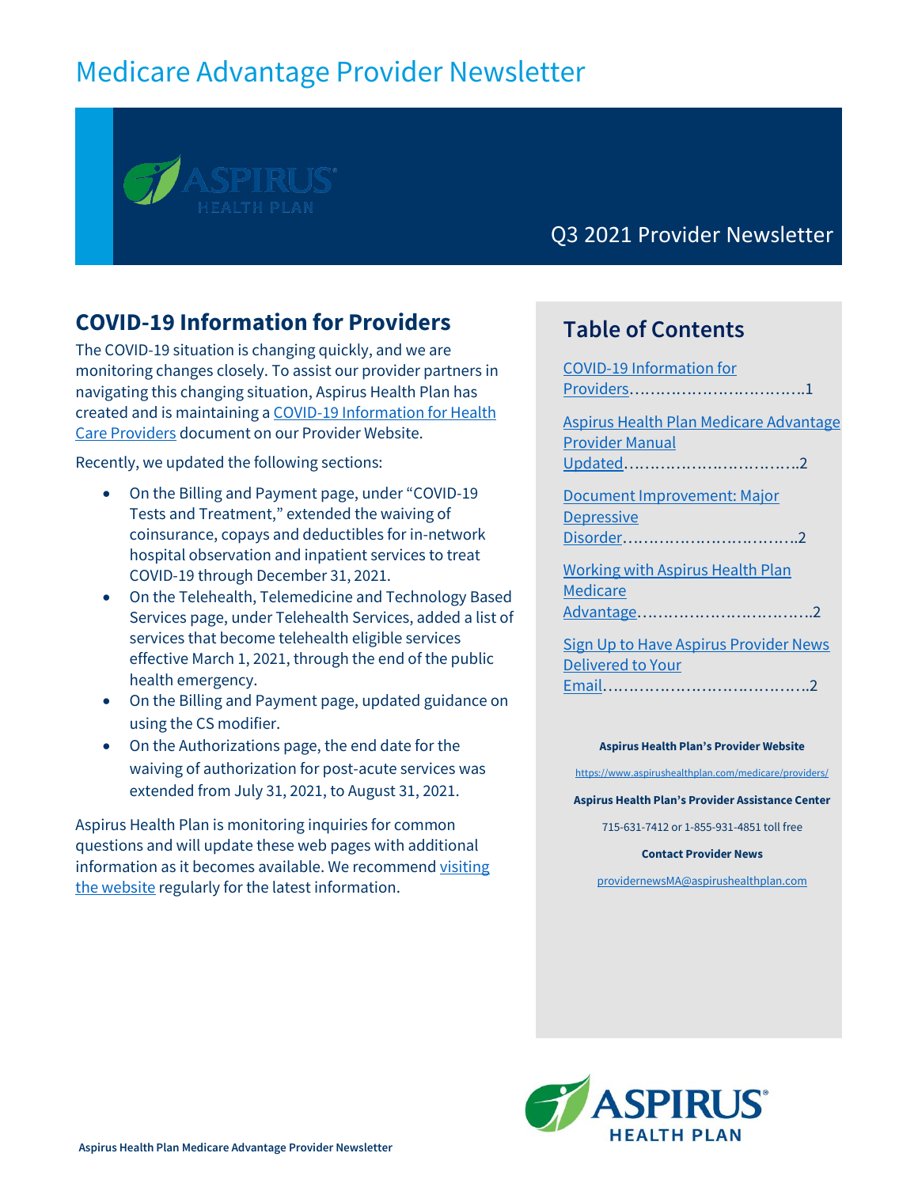# Medicare Advantage Provider Newsletter

Q3 2021 Provider Newsletter

## COVID-19 Information for Providers

The COVID-19 situation is changing quickly, and we are monitoring changes closely. To assist our provider partners in navigating this changing situation, Aspirus Health Plan has created and is maintaining a COVID-19 Information for Health Care Providers document on our Provider Website.

Recently, we updated the following sections:

- On the Billing and Payment page, under "COVID-19 Tests and Treatment," extended the waiving of coinsurance, copays and deductibles for in-network hospital observation and inpatient services to treat COVID-19 through December 31, 2021.
- On the Telehealth, Telemedicine and Technology Based Services page, under Telehealth Services, added a list of services that become telehealth eligible services effective March 1, 2021, through the end of the public health emergency.
- On the Billing and Payment page, updated guidance on using the CS modifier.
- On the Authorizations page, the end date for the waiving of authorization for post-acute services was extended from July 31, 2021, to August 31, 2021.

Aspirus Health Plan is monitoring inquiries for common questions and will update these web pages with additional information as it becomes available. We recommend visiting the website regularly for the latest information.

## Table of Contents

- COVID-19 Information for Providers……………………………1
- Aspirus Health Plan Medicare Advantage Provider Manual Updated……………………………2
- Document Improvement: Major Depressive Disorder……………………………2
- Working with Aspirus Health Plan Medicare Advantage……………………………2
- Sign Up to Have Aspirus Provider News Delivered to Your Email…………………………………2

**Aspirus Health Plan's Provider Website**

https://www.aspirushealthplan.com/medicare/providers/

**Aspirus Health Plan's Provider Assistance Center**

715-631-7412 or 1-855-931-4851 toll free

**Contact Provider News**

providernewsMA@aspirushealthplan.com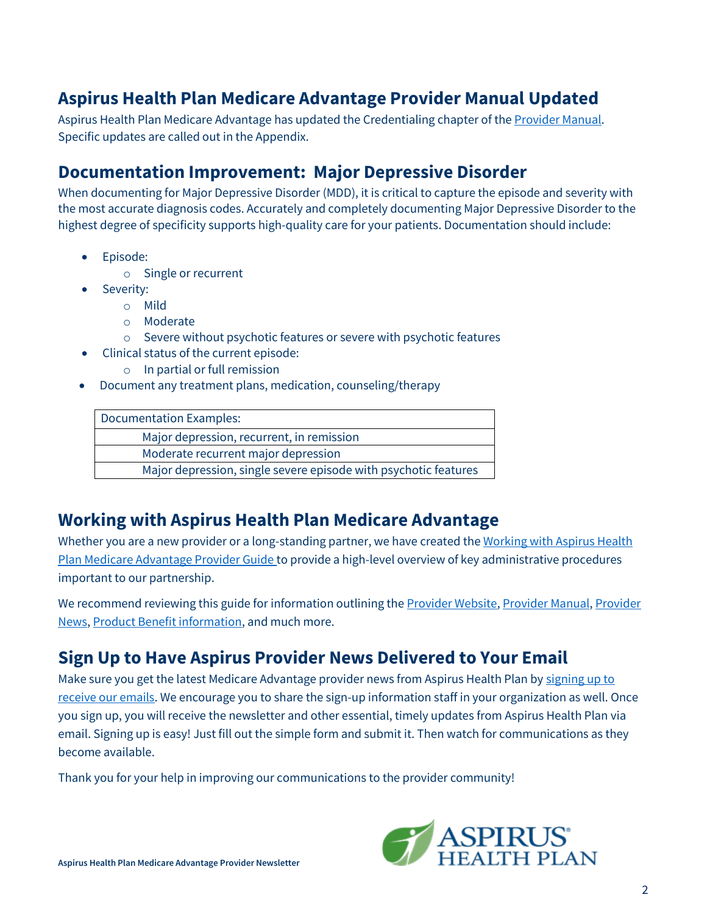## Aspirus Health Plan Medicare Advantage Provider Manual Updated

Aspirus Health Plan Medicare Advantage has updated the Credentialing chapter of the Provider Manual. Specific updates are called out in the Appendix.

## Documentation Improvement: Major Depressive Disorder

When documenting for Major Depressive Disorder (MDD), it is critical to capture the episode and severity with the most accurate diagnosis codes. Accurately and completely documenting Major Depressive Disorder to the highest degree of specificity supports high-quality care for your patients. Documentation should include:

- Episode:
  - Single or recurrent
- Severity:
  - Mild
  - Moderate
  - Severe without psychotic features or severe with psychotic features
- Clinical status of the current episode:
  - In partial or full remission
- Document any treatment plans, medication, counseling/therapy

| Documentation Examples: |
| --- |
| Major depression, recurrent, in remission |
| Moderate recurrent major depression |
| Major depression, single severe episode with psychotic features |

## Working with Aspirus Health Plan Medicare Advantage

Whether you are a new provider or a long-standing partner, we have created the Working with Aspirus Health Plan Medicare Advantage Provider Guide to provide a high-level overview of key administrative procedures important to our partnership.

We recommend reviewing this guide for information outlining the Provider Website, Provider Manual, Provider News, Product Benefit information, and much more.

## Sign Up to Have Aspirus Provider News Delivered to Your Email

Make sure you get the latest Medicare Advantage provider news from Aspirus Health Plan by signing up to receive our emails. We encourage you to share the sign-up information staff in your organization as well. Once you sign up, you will receive the newsletter and other essential, timely updates from Aspirus Health Plan via email. Signing up is easy! Just fill out the simple form and submit it. Then watch for communications as they become available.

Thank you for your help in improving our communications to the provider community!